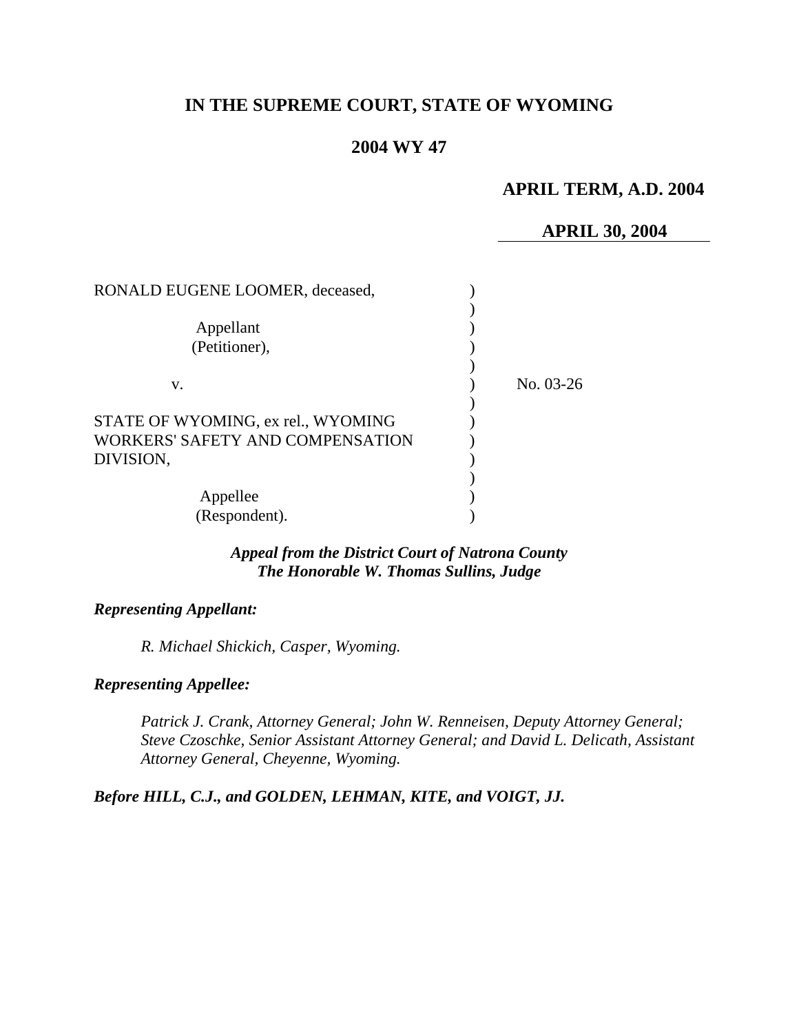# IN THE SUPREME COURT, STATE OF WYOMING

## 2004 WY 47

**APRIL TERM, A.D. 2004**

**APRIL 30, 2004**

RONALD EUGENE LOOMER, deceased,

Appellant
(Petitioner),

v.

No. 03-26

STATE OF WYOMING, ex rel., WYOMING WORKERS' SAFETY AND COMPENSATION DIVISION,

Appellee
(Respondent).

***Appeal from the District Court of Natrona County***
***The Honorable W. Thomas Sullins, Judge***

***Representing Appellant:***

*R. Michael Shickich, Casper, Wyoming.*

***Representing Appellee:***

*Patrick J. Crank, Attorney General; John W. Renneisen, Deputy Attorney General; Steve Czoschke, Senior Assistant Attorney General; and David L. Delicath, Assistant Attorney General, Cheyenne, Wyoming.*

***Before HILL, C.J., and GOLDEN, LEHMAN, KITE, and VOIGT, JJ.***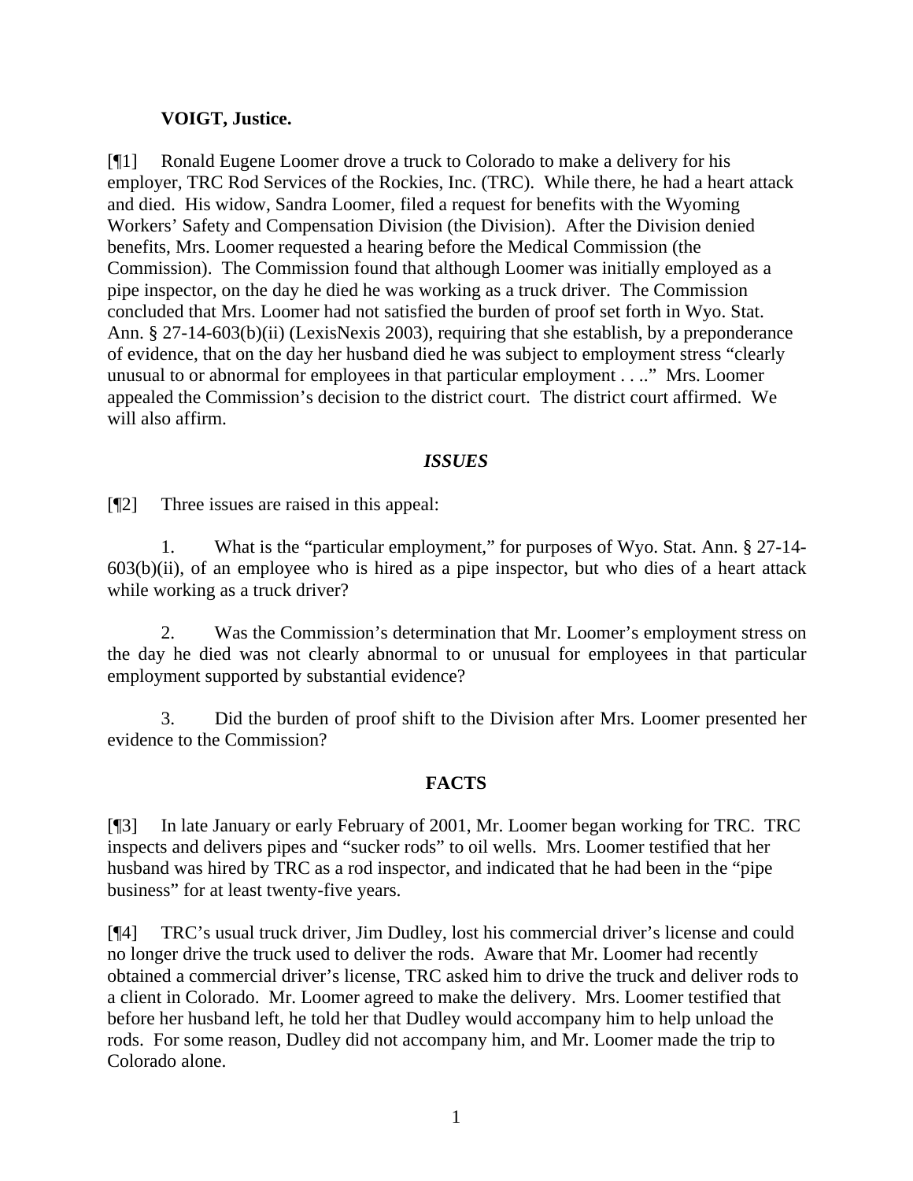**VOIGT, Justice.**

[¶1] Ronald Eugene Loomer drove a truck to Colorado to make a delivery for his employer, TRC Rod Services of the Rockies, Inc. (TRC). While there, he had a heart attack and died. His widow, Sandra Loomer, filed a request for benefits with the Wyoming Workers' Safety and Compensation Division (the Division). After the Division denied benefits, Mrs. Loomer requested a hearing before the Medical Commission (the Commission). The Commission found that although Loomer was initially employed as a pipe inspector, on the day he died he was working as a truck driver. The Commission concluded that Mrs. Loomer had not satisfied the burden of proof set forth in Wyo. Stat. Ann. § 27-14-603(b)(ii) (LexisNexis 2003), requiring that she establish, by a preponderance of evidence, that on the day her husband died he was subject to employment stress "clearly unusual to or abnormal for employees in that particular employment . . .." Mrs. Loomer appealed the Commission's decision to the district court. The district court affirmed. We will also affirm.

## *ISSUES*

[¶2] Three issues are raised in this appeal:

1. What is the "particular employment," for purposes of Wyo. Stat. Ann. § 27-14-603(b)(ii), of an employee who is hired as a pipe inspector, but who dies of a heart attack while working as a truck driver?

2. Was the Commission's determination that Mr. Loomer's employment stress on the day he died was not clearly abnormal to or unusual for employees in that particular employment supported by substantial evidence?

3. Did the burden of proof shift to the Division after Mrs. Loomer presented her evidence to the Commission?

## **FACTS**

[¶3] In late January or early February of 2001, Mr. Loomer began working for TRC. TRC inspects and delivers pipes and "sucker rods" to oil wells. Mrs. Loomer testified that her husband was hired by TRC as a rod inspector, and indicated that he had been in the "pipe business" for at least twenty-five years.

[¶4] TRC's usual truck driver, Jim Dudley, lost his commercial driver's license and could no longer drive the truck used to deliver the rods. Aware that Mr. Loomer had recently obtained a commercial driver's license, TRC asked him to drive the truck and deliver rods to a client in Colorado. Mr. Loomer agreed to make the delivery. Mrs. Loomer testified that before her husband left, he told her that Dudley would accompany him to help unload the rods. For some reason, Dudley did not accompany him, and Mr. Loomer made the trip to Colorado alone.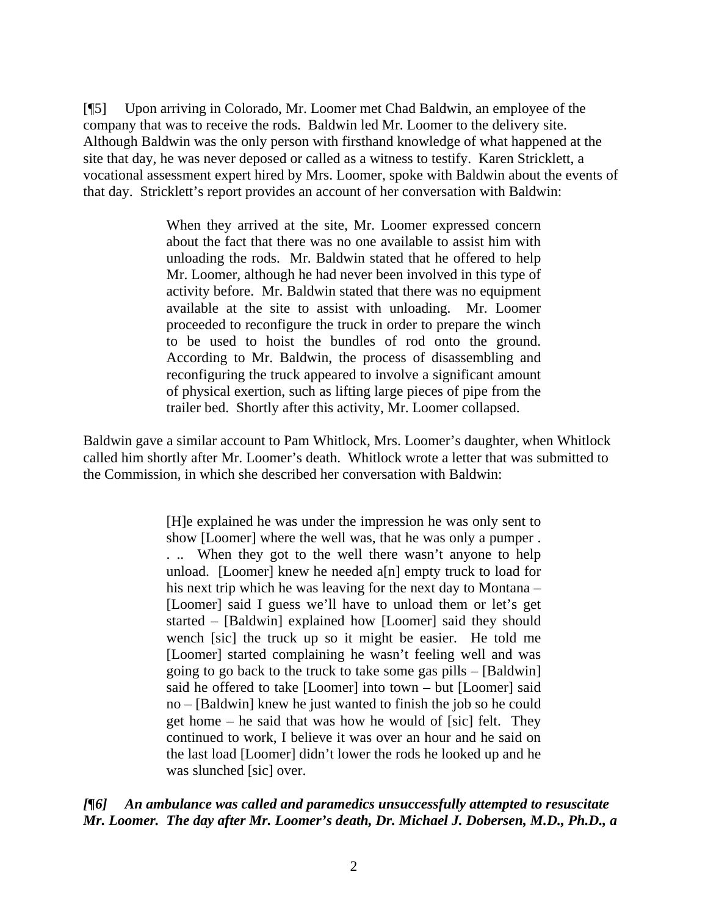[¶5] Upon arriving in Colorado, Mr. Loomer met Chad Baldwin, an employee of the company that was to receive the rods. Baldwin led Mr. Loomer to the delivery site. Although Baldwin was the only person with firsthand knowledge of what happened at the site that day, he was never deposed or called as a witness to testify. Karen Stricklett, a vocational assessment expert hired by Mrs. Loomer, spoke with Baldwin about the events of that day. Stricklett's report provides an account of her conversation with Baldwin:

> When they arrived at the site, Mr. Loomer expressed concern about the fact that there was no one available to assist him with unloading the rods. Mr. Baldwin stated that he offered to help Mr. Loomer, although he had never been involved in this type of activity before. Mr. Baldwin stated that there was no equipment available at the site to assist with unloading. Mr. Loomer proceeded to reconfigure the truck in order to prepare the winch to be used to hoist the bundles of rod onto the ground. According to Mr. Baldwin, the process of disassembling and reconfiguring the truck appeared to involve a significant amount of physical exertion, such as lifting large pieces of pipe from the trailer bed. Shortly after this activity, Mr. Loomer collapsed.

Baldwin gave a similar account to Pam Whitlock, Mrs. Loomer's daughter, when Whitlock called him shortly after Mr. Loomer's death. Whitlock wrote a letter that was submitted to the Commission, in which she described her conversation with Baldwin:

> [H]e explained he was under the impression he was only sent to show [Loomer] where the well was, that he was only a pumper . . .. When they got to the well there wasn't anyone to help unload. [Loomer] knew he needed a[n] empty truck to load for his next trip which he was leaving for the next day to Montana – [Loomer] said I guess we'll have to unload them or let's get started – [Baldwin] explained how [Loomer] said they should wench [sic] the truck up so it might be easier. He told me [Loomer] started complaining he wasn't feeling well and was going to go back to the truck to take some gas pills – [Baldwin] said he offered to take [Loomer] into town – but [Loomer] said no – [Baldwin] knew he just wanted to finish the job so he could get home – he said that was how he would of [sic] felt. They continued to work, I believe it was over an hour and he said on the last load [Loomer] didn't lower the rods he looked up and he was slunched [sic] over.

***[¶6] An ambulance was called and paramedics unsuccessfully attempted to resuscitate Mr. Loomer. The day after Mr. Loomer's death, Dr. Michael J. Dobersen, M.D., Ph.D., a***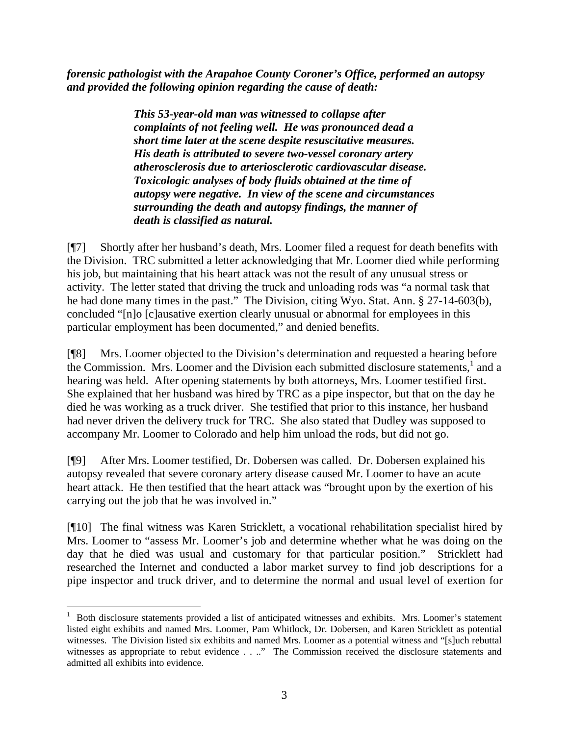***forensic pathologist with the Arapahoe County Coroner's Office, performed an autopsy and provided the following opinion regarding the cause of death:***

> ***This 53-year-old man was witnessed to collapse after complaints of not feeling well. He was pronounced dead a short time later at the scene despite resuscitative measures. His death is attributed to severe two-vessel coronary artery atherosclerosis due to arteriosclerotic cardiovascular disease. Toxicologic analyses of body fluids obtained at the time of autopsy were negative. In view of the scene and circumstances surrounding the death and autopsy findings, the manner of death is classified as natural.***

[¶7] Shortly after her husband's death, Mrs. Loomer filed a request for death benefits with the Division. TRC submitted a letter acknowledging that Mr. Loomer died while performing his job, but maintaining that his heart attack was not the result of any unusual stress or activity. The letter stated that driving the truck and unloading rods was "a normal task that he had done many times in the past." The Division, citing Wyo. Stat. Ann. § 27-14-603(b), concluded "[n]o [c]ausative exertion clearly unusual or abnormal for employees in this particular employment has been documented," and denied benefits.

[¶8] Mrs. Loomer objected to the Division's determination and requested a hearing before the Commission. Mrs. Loomer and the Division each submitted disclosure statements,[1] and a hearing was held. After opening statements by both attorneys, Mrs. Loomer testified first. She explained that her husband was hired by TRC as a pipe inspector, but that on the day he died he was working as a truck driver. She testified that prior to this instance, her husband had never driven the delivery truck for TRC. She also stated that Dudley was supposed to accompany Mr. Loomer to Colorado and help him unload the rods, but did not go.

[¶9] After Mrs. Loomer testified, Dr. Dobersen was called. Dr. Dobersen explained his autopsy revealed that severe coronary artery disease caused Mr. Loomer to have an acute heart attack. He then testified that the heart attack was "brought upon by the exertion of his carrying out the job that he was involved in."

[¶10] The final witness was Karen Stricklett, a vocational rehabilitation specialist hired by Mrs. Loomer to "assess Mr. Loomer's job and determine whether what he was doing on the day that he died was usual and customary for that particular position." Stricklett had researched the Internet and conducted a labor market survey to find job descriptions for a pipe inspector and truck driver, and to determine the normal and usual level of exertion for

---

[1] Both disclosure statements provided a list of anticipated witnesses and exhibits. Mrs. Loomer's statement listed eight exhibits and named Mrs. Loomer, Pam Whitlock, Dr. Dobersen, and Karen Stricklett as potential witnesses. The Division listed six exhibits and named Mrs. Loomer as a potential witness and "[s]uch rebuttal witnesses as appropriate to rebut evidence . . .." The Commission received the disclosure statements and admitted all exhibits into evidence.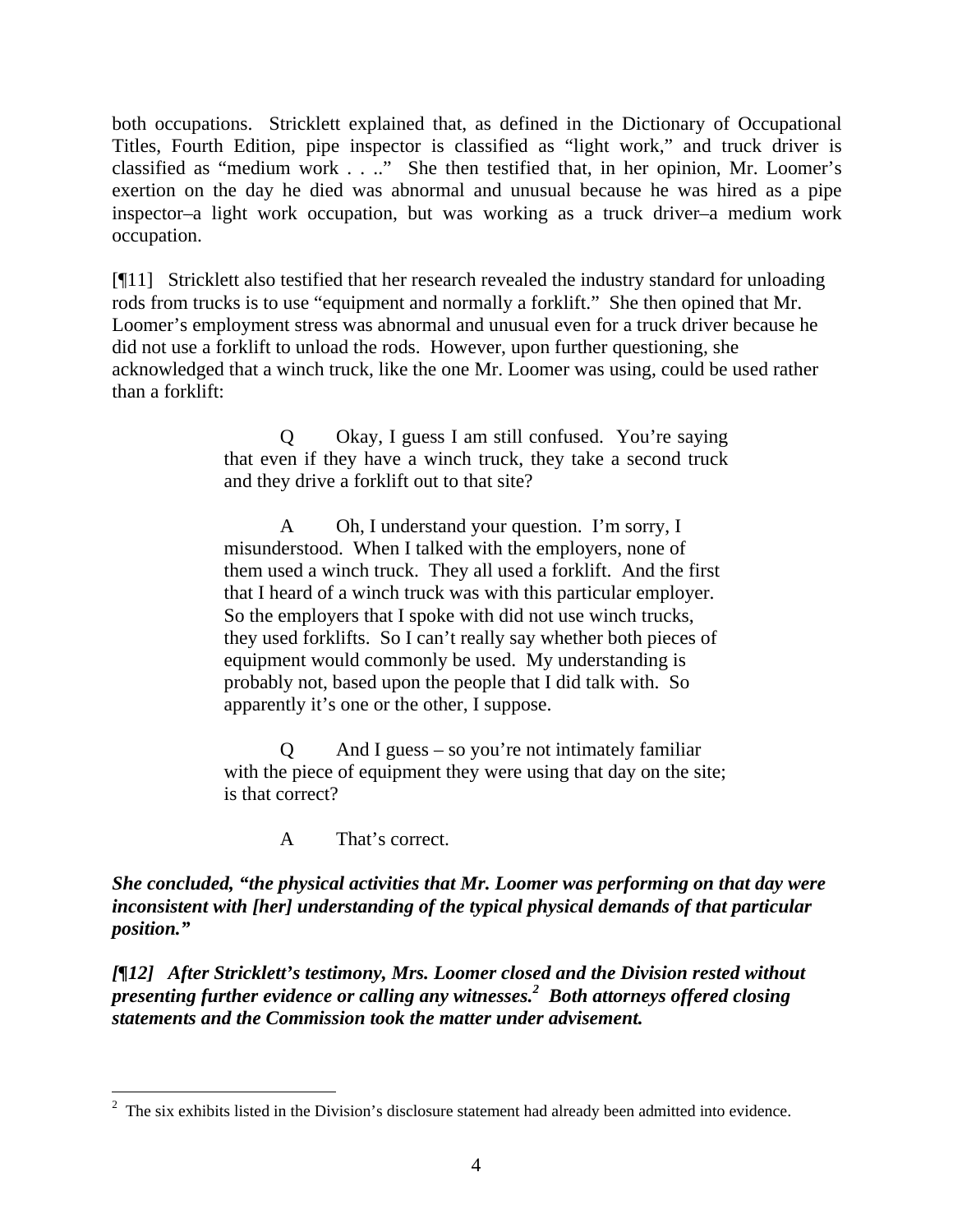both occupations. Stricklett explained that, as defined in the Dictionary of Occupational Titles, Fourth Edition, pipe inspector is classified as "light work," and truck driver is classified as "medium work . . .." She then testified that, in her opinion, Mr. Loomer's exertion on the day he died was abnormal and unusual because he was hired as a pipe inspector–a light work occupation, but was working as a truck driver–a medium work occupation.

[¶11] Stricklett also testified that her research revealed the industry standard for unloading rods from trucks is to use "equipment and normally a forklift." She then opined that Mr. Loomer's employment stress was abnormal and unusual even for a truck driver because he did not use a forklift to unload the rods. However, upon further questioning, she acknowledged that a winch truck, like the one Mr. Loomer was using, could be used rather than a forklift:

> Q Okay, I guess I am still confused. You're saying that even if they have a winch truck, they take a second truck and they drive a forklift out to that site?
>
> A Oh, I understand your question. I'm sorry, I misunderstood. When I talked with the employers, none of them used a winch truck. They all used a forklift. And the first that I heard of a winch truck was with this particular employer. So the employers that I spoke with did not use winch trucks, they used forklifts. So I can't really say whether both pieces of equipment would commonly be used. My understanding is probably not, based upon the people that I did talk with. So apparently it's one or the other, I suppose.
>
> Q And I guess – so you're not intimately familiar with the piece of equipment they were using that day on the site; is that correct?
>
> A That's correct.

***She concluded, "the physical activities that Mr. Loomer was performing on that day were inconsistent with [her] understanding of the typical physical demands of that particular position."***

***[¶12] After Stricklett's testimony, Mrs. Loomer closed and the Division rested without presenting further evidence or calling any witnesses.[2] Both attorneys offered closing statements and the Commission took the matter under advisement.***

---

[2] The six exhibits listed in the Division's disclosure statement had already been admitted into evidence.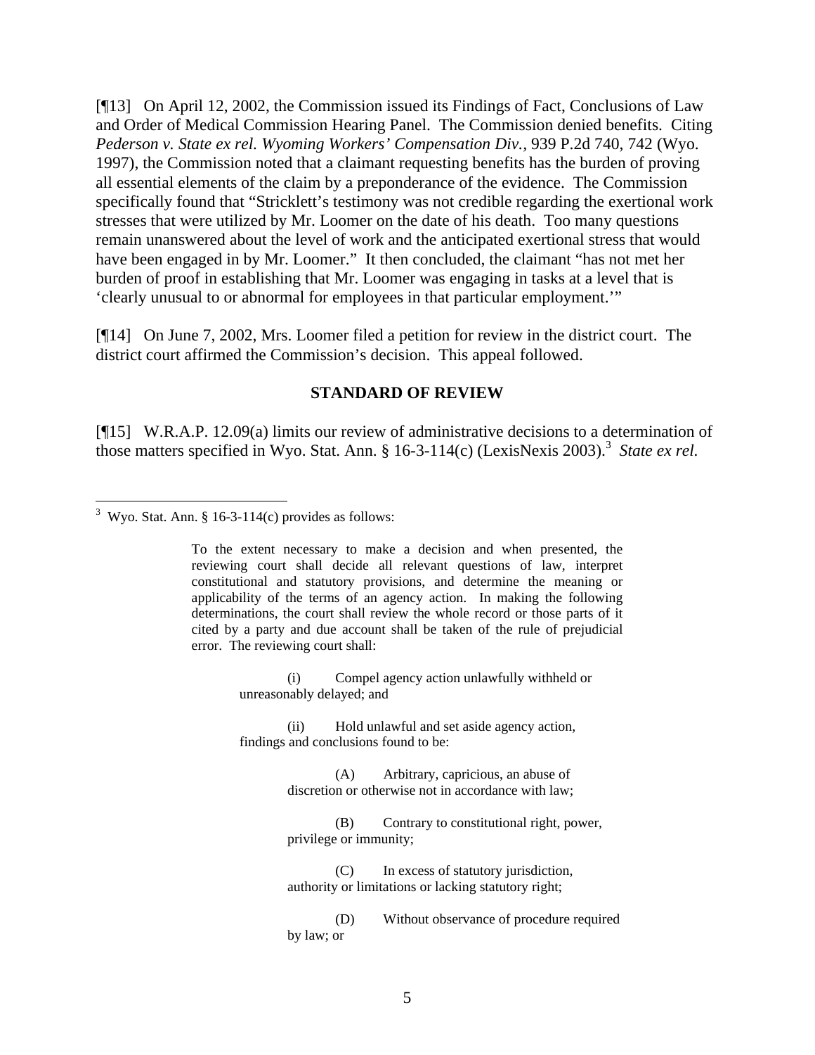[¶13] On April 12, 2002, the Commission issued its Findings of Fact, Conclusions of Law and Order of Medical Commission Hearing Panel. The Commission denied benefits. Citing *Pederson v. State ex rel. Wyoming Workers' Compensation Div.*, 939 P.2d 740, 742 (Wyo. 1997), the Commission noted that a claimant requesting benefits has the burden of proving all essential elements of the claim by a preponderance of the evidence. The Commission specifically found that "Stricklett's testimony was not credible regarding the exertional work stresses that were utilized by Mr. Loomer on the date of his death. Too many questions remain unanswered about the level of work and the anticipated exertional stress that would have been engaged in by Mr. Loomer." It then concluded, the claimant "has not met her burden of proof in establishing that Mr. Loomer was engaging in tasks at a level that is 'clearly unusual to or abnormal for employees in that particular employment.'"

[¶14] On June 7, 2002, Mrs. Loomer filed a petition for review in the district court. The district court affirmed the Commission's decision. This appeal followed.

## STANDARD OF REVIEW

[¶15] W.R.A.P. 12.09(a) limits our review of administrative decisions to a determination of those matters specified in Wyo. Stat. Ann. § 16-3-114(c) (LexisNexis 2003).[3] *State ex rel.*

---

[3] Wyo. Stat. Ann. § 16-3-114(c) provides as follows:

> To the extent necessary to make a decision and when presented, the reviewing court shall decide all relevant questions of law, interpret constitutional and statutory provisions, and determine the meaning or applicability of the terms of an agency action. In making the following determinations, the court shall review the whole record or those parts of it cited by a party and due account shall be taken of the rule of prejudicial error. The reviewing court shall:
>
> (i) Compel agency action unlawfully withheld or unreasonably delayed; and
>
> (ii) Hold unlawful and set aside agency action, findings and conclusions found to be:
>
> (A) Arbitrary, capricious, an abuse of discretion or otherwise not in accordance with law;
>
> (B) Contrary to constitutional right, power, privilege or immunity;
>
> (C) In excess of statutory jurisdiction, authority or limitations or lacking statutory right;
>
> (D) Without observance of procedure required by law; or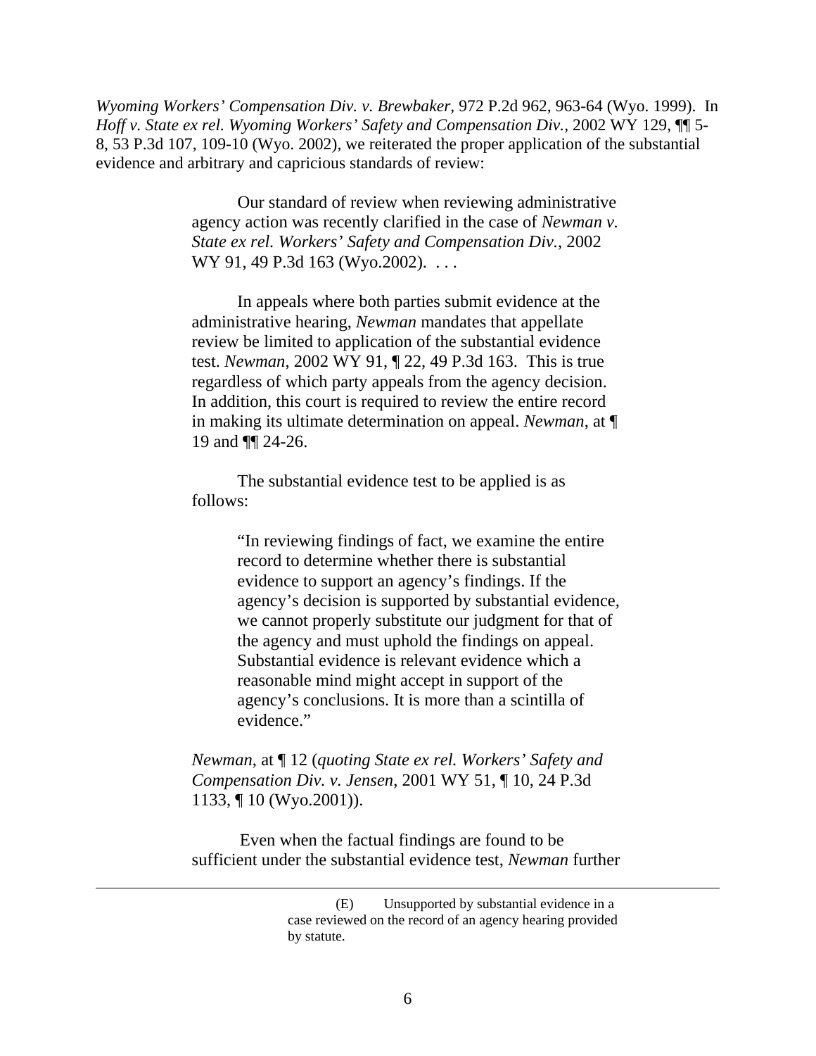*Wyoming Workers' Compensation Div. v. Brewbaker*, 972 P.2d 962, 963-64 (Wyo. 1999). In *Hoff v. State ex rel. Wyoming Workers' Safety and Compensation Div.*, 2002 WY 129, ¶¶ 5-8, 53 P.3d 107, 109-10 (Wyo. 2002), we reiterated the proper application of the substantial evidence and arbitrary and capricious standards of review:

> Our standard of review when reviewing administrative agency action was recently clarified in the case of *Newman v. State ex rel. Workers' Safety and Compensation Div.*, 2002 WY 91, 49 P.3d 163 (Wyo.2002). . . .
>
> In appeals where both parties submit evidence at the administrative hearing, *Newman* mandates that appellate review be limited to application of the substantial evidence test. *Newman*, 2002 WY 91, ¶ 22, 49 P.3d 163. This is true regardless of which party appeals from the agency decision. In addition, this court is required to review the entire record in making its ultimate determination on appeal. *Newman*, at ¶ 19 and ¶¶ 24-26.
>
> The substantial evidence test to be applied is as follows:
>
> > "In reviewing findings of fact, we examine the entire record to determine whether there is substantial evidence to support an agency's findings. If the agency's decision is supported by substantial evidence, we cannot properly substitute our judgment for that of the agency and must uphold the findings on appeal. Substantial evidence is relevant evidence which a reasonable mind might accept in support of the agency's conclusions. It is more than a scintilla of evidence."
>
> *Newman*, at ¶ 12 (*quoting State ex rel. Workers' Safety and Compensation Div. v. Jensen*, 2001 WY 51, ¶ 10, 24 P.3d 1133, ¶ 10 (Wyo.2001)).
>
> Even when the factual findings are found to be sufficient under the substantial evidence test, *Newman* further

---

> (E) Unsupported by substantial evidence in a case reviewed on the record of an agency hearing provided by statute.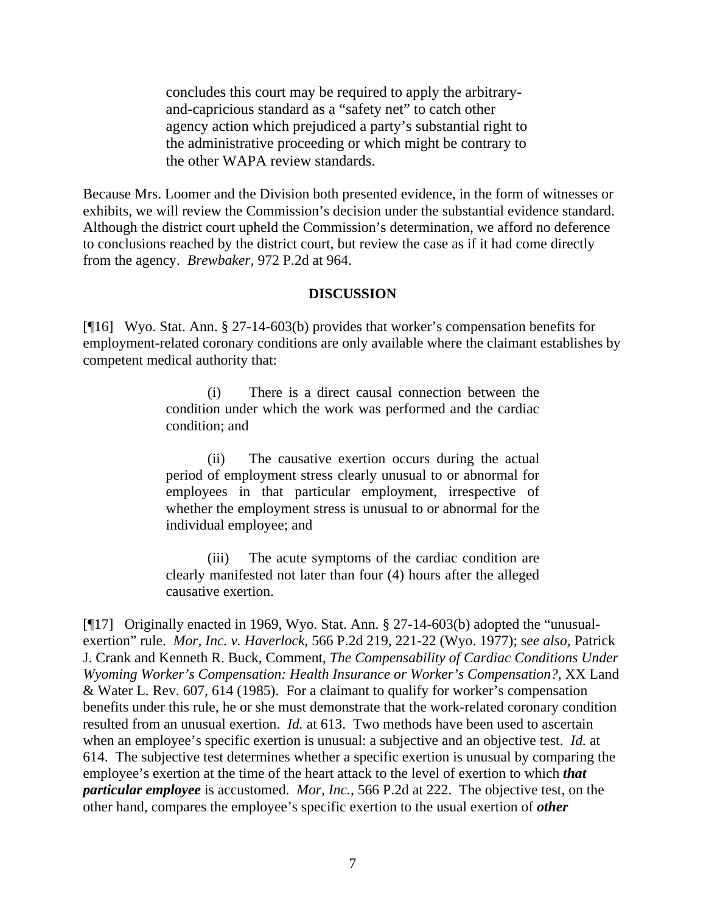> concludes this court may be required to apply the arbitrary-and-capricious standard as a "safety net" to catch other agency action which prejudiced a party's substantial right to the administrative proceeding or which might be contrary to the other WAPA review standards.

Because Mrs. Loomer and the Division both presented evidence, in the form of witnesses or exhibits, we will review the Commission's decision under the substantial evidence standard. Although the district court upheld the Commission's determination, we afford no deference to conclusions reached by the district court, but review the case as if it had come directly from the agency. *Brewbaker,* 972 P.2d at 964.

## DISCUSSION

[¶16] Wyo. Stat. Ann. § 27-14-603(b) provides that worker's compensation benefits for employment-related coronary conditions are only available where the claimant establishes by competent medical authority that:

> (i) There is a direct causal connection between the condition under which the work was performed and the cardiac condition; and
>
> (ii) The causative exertion occurs during the actual period of employment stress clearly unusual to or abnormal for employees in that particular employment, irrespective of whether the employment stress is unusual to or abnormal for the individual employee; and
>
> (iii) The acute symptoms of the cardiac condition are clearly manifested not later than four (4) hours after the alleged causative exertion.

[¶17] Originally enacted in 1969, Wyo. Stat. Ann. § 27-14-603(b) adopted the "unusual-exertion" rule. *Mor, Inc. v. Haverlock*, 566 P.2d 219, 221-22 (Wyo. 1977); s*ee also,* Patrick J. Crank and Kenneth R. Buck, Comment, *The Compensability of Cardiac Conditions Under Wyoming Worker's Compensation: Health Insurance or Worker's Compensation?,* XX Land & Water L. Rev. 607, 614 (1985). For a claimant to qualify for worker's compensation benefits under this rule, he or she must demonstrate that the work-related coronary condition resulted from an unusual exertion. *Id.* at 613. Two methods have been used to ascertain when an employee's specific exertion is unusual: a subjective and an objective test. *Id.* at 614. The subjective test determines whether a specific exertion is unusual by comparing the employee's exertion at the time of the heart attack to the level of exertion to which ***that particular employee*** is accustomed. *Mor, Inc.*, 566 P.2d at 222. The objective test, on the other hand, compares the employee's specific exertion to the usual exertion of ***other***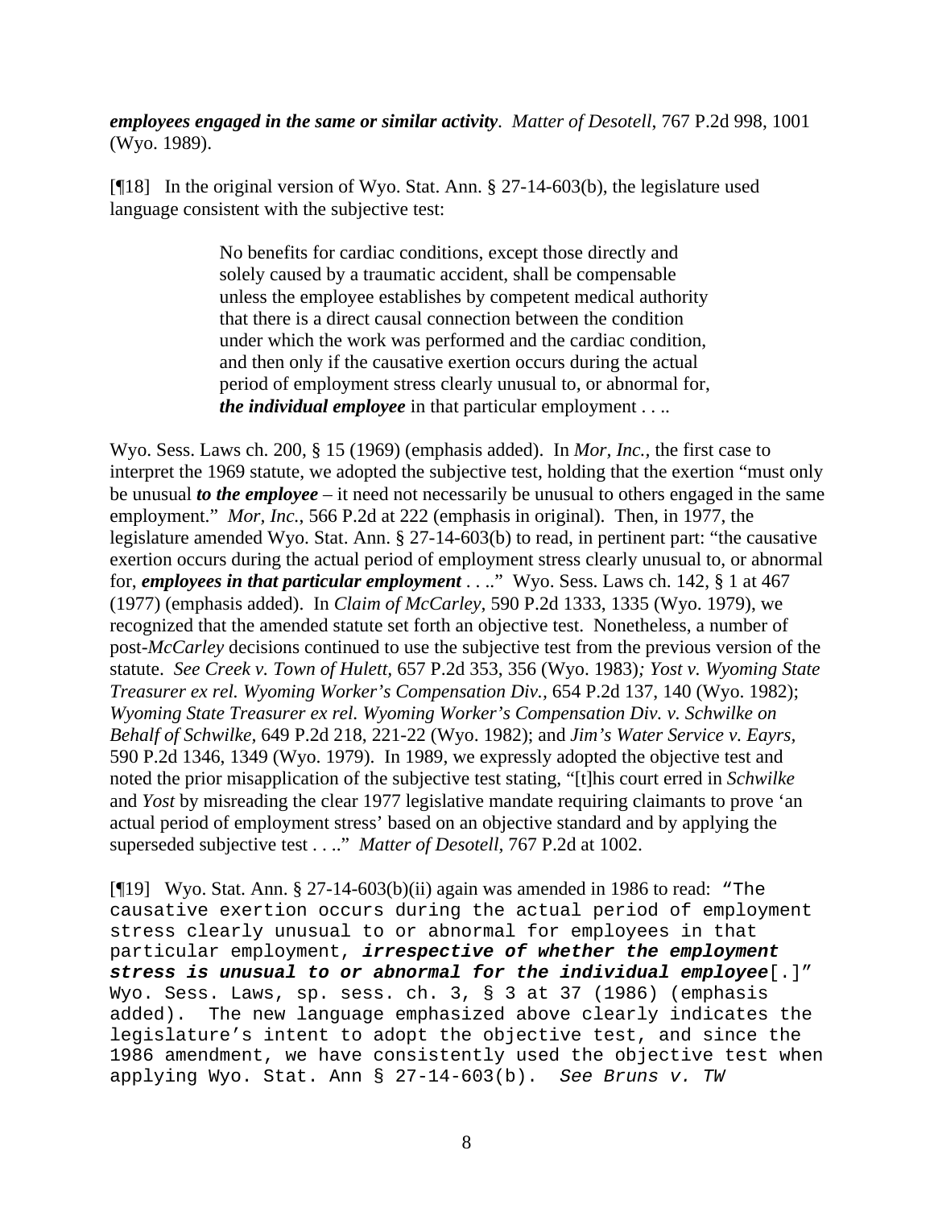***employees engaged in the same or similar activity***. *Matter of Desotell*, 767 P.2d 998, 1001 (Wyo. 1989).

[¶18] In the original version of Wyo. Stat. Ann. § 27-14-603(b), the legislature used language consistent with the subjective test:

> No benefits for cardiac conditions, except those directly and solely caused by a traumatic accident, shall be compensable unless the employee establishes by competent medical authority that there is a direct causal connection between the condition under which the work was performed and the cardiac condition, and then only if the causative exertion occurs during the actual period of employment stress clearly unusual to, or abnormal for, ***the individual employee*** in that particular employment . . ..

Wyo. Sess. Laws ch. 200, § 15 (1969) (emphasis added). In *Mor, Inc.*, the first case to interpret the 1969 statute, we adopted the subjective test, holding that the exertion "must only be unusual ***to the employee*** – it need not necessarily be unusual to others engaged in the same employment." *Mor, Inc.*, 566 P.2d at 222 (emphasis in original). Then, in 1977, the legislature amended Wyo. Stat. Ann. § 27-14-603(b) to read, in pertinent part: "the causative exertion occurs during the actual period of employment stress clearly unusual to, or abnormal for, ***employees in that particular employment*** . . .." Wyo. Sess. Laws ch. 142, § 1 at 467 (1977) (emphasis added). In *Claim of McCarley*, 590 P.2d 1333, 1335 (Wyo. 1979), we recognized that the amended statute set forth an objective test. Nonetheless, a number of post-*McCarley* decisions continued to use the subjective test from the previous version of the statute. *See Creek v. Town of Hulett*, 657 P.2d 353, 356 (Wyo. 1983); *Yost v. Wyoming State Treasurer ex rel. Wyoming Worker's Compensation Div.*, 654 P.2d 137, 140 (Wyo. 1982); *Wyoming State Treasurer ex rel. Wyoming Worker's Compensation Div. v. Schwilke on Behalf of Schwilke*, 649 P.2d 218, 221-22 (Wyo. 1982); and *Jim's Water Service v. Eayrs*, 590 P.2d 1346, 1349 (Wyo. 1979). In 1989, we expressly adopted the objective test and noted the prior misapplication of the subjective test stating, "[t]his court erred in *Schwilke* and *Yost* by misreading the clear 1977 legislative mandate requiring claimants to prove 'an actual period of employment stress' based on an objective standard and by applying the superseded subjective test . . .." *Matter of Desotell*, 767 P.2d at 1002.

[¶19] Wyo. Stat. Ann. § 27-14-603(b)(ii) again was amended in 1986 to read: "The causative exertion occurs during the actual period of employment stress clearly unusual to or abnormal for employees in that particular employment, ***irrespective of whether the employment stress is unusual to or abnormal for the individual employee***[.]" Wyo. Sess. Laws, sp. sess. ch. 3, § 3 at 37 (1986) (emphasis added). The new language emphasized above clearly indicates the legislature's intent to adopt the objective test, and since the 1986 amendment, we have consistently used the objective test when applying Wyo. Stat. Ann § 27-14-603(b). *See Bruns v. TW*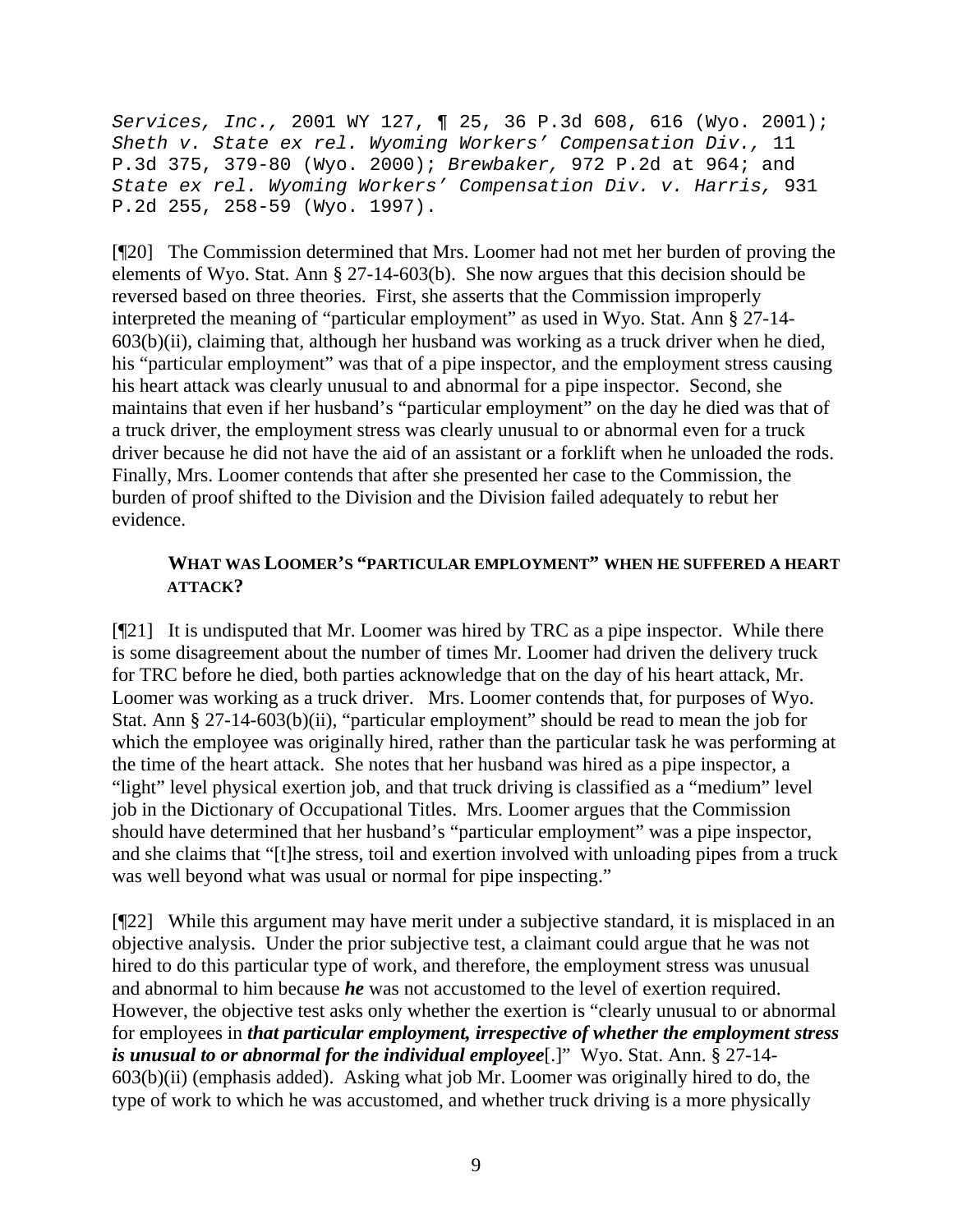*Services, Inc.,* 2001 WY 127, ¶ 25, 36 P.3d 608, 616 (Wyo. 2001); *Sheth v. State ex rel. Wyoming Workers' Compensation Div.,* 11 P.3d 375, 379-80 (Wyo. 2000); *Brewbaker,* 972 P.2d at 964; and *State ex rel. Wyoming Workers' Compensation Div. v. Harris,* 931 P.2d 255, 258-59 (Wyo. 1997).

[¶20] The Commission determined that Mrs. Loomer had not met her burden of proving the elements of Wyo. Stat. Ann § 27-14-603(b). She now argues that this decision should be reversed based on three theories. First, she asserts that the Commission improperly interpreted the meaning of "particular employment" as used in Wyo. Stat. Ann § 27-14-603(b)(ii), claiming that, although her husband was working as a truck driver when he died, his "particular employment" was that of a pipe inspector, and the employment stress causing his heart attack was clearly unusual to and abnormal for a pipe inspector. Second, she maintains that even if her husband's "particular employment" on the day he died was that of a truck driver, the employment stress was clearly unusual to or abnormal even for a truck driver because he did not have the aid of an assistant or a forklift when he unloaded the rods. Finally, Mrs. Loomer contends that after she presented her case to the Commission, the burden of proof shifted to the Division and the Division failed adequately to rebut her evidence.

### WHAT WAS LOOMER'S "PARTICULAR EMPLOYMENT" WHEN HE SUFFERED A HEART ATTACK?

[¶21] It is undisputed that Mr. Loomer was hired by TRC as a pipe inspector. While there is some disagreement about the number of times Mr. Loomer had driven the delivery truck for TRC before he died, both parties acknowledge that on the day of his heart attack, Mr. Loomer was working as a truck driver. Mrs. Loomer contends that, for purposes of Wyo. Stat. Ann § 27-14-603(b)(ii), "particular employment" should be read to mean the job for which the employee was originally hired, rather than the particular task he was performing at the time of the heart attack. She notes that her husband was hired as a pipe inspector, a "light" level physical exertion job, and that truck driving is classified as a "medium" level job in the Dictionary of Occupational Titles. Mrs. Loomer argues that the Commission should have determined that her husband's "particular employment" was a pipe inspector, and she claims that "[t]he stress, toil and exertion involved with unloading pipes from a truck was well beyond what was usual or normal for pipe inspecting."

[¶22] While this argument may have merit under a subjective standard, it is misplaced in an objective analysis. Under the prior subjective test, a claimant could argue that he was not hired to do this particular type of work, and therefore, the employment stress was unusual and abnormal to him because ***he*** was not accustomed to the level of exertion required. However, the objective test asks only whether the exertion is "clearly unusual to or abnormal for employees in ***that particular employment, irrespective of whether the employment stress is unusual to or abnormal for the individual employee***[.]" Wyo. Stat. Ann. § 27-14-603(b)(ii) (emphasis added). Asking what job Mr. Loomer was originally hired to do, the type of work to which he was accustomed, and whether truck driving is a more physically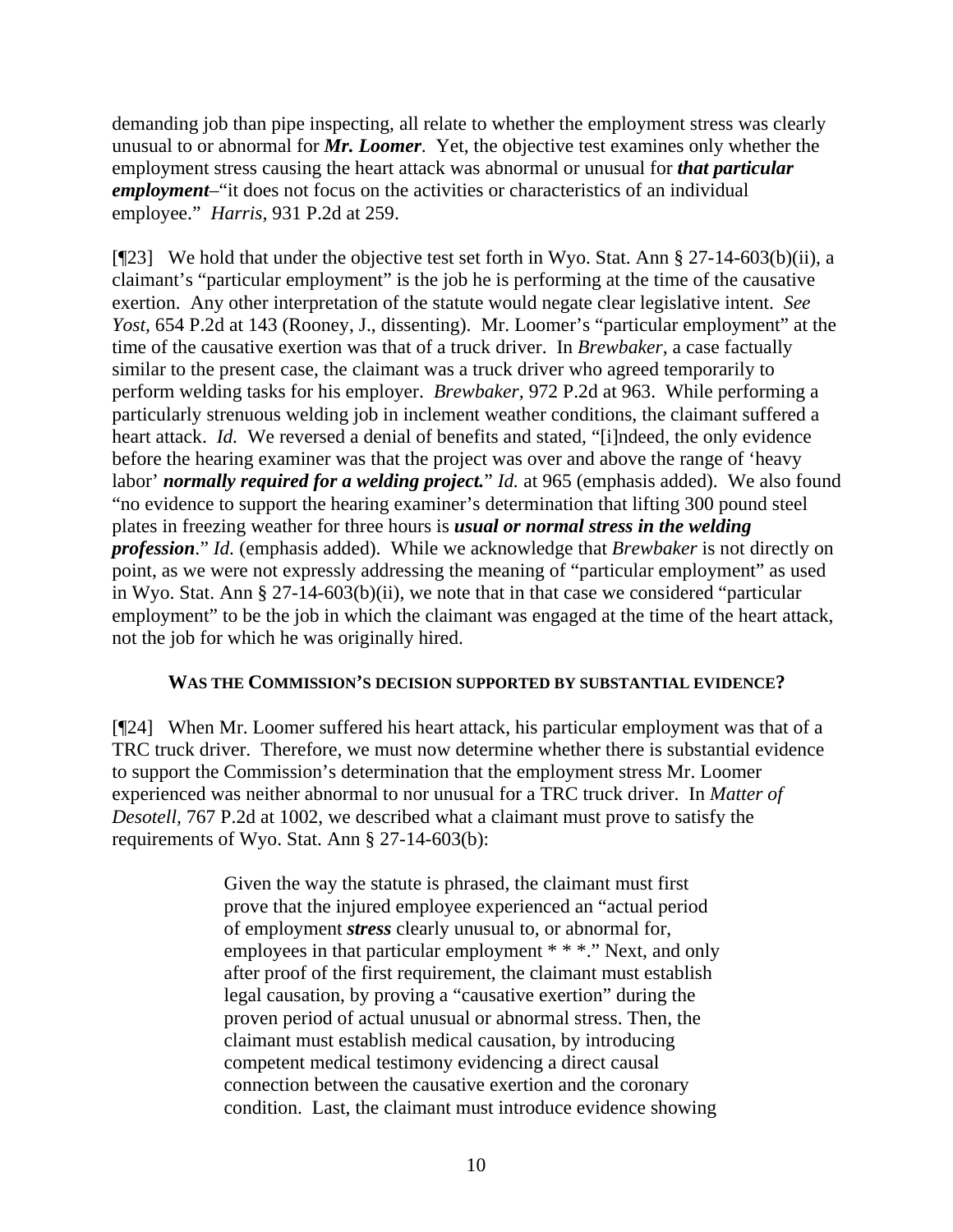demanding job than pipe inspecting, all relate to whether the employment stress was clearly unusual to or abnormal for ***Mr. Loomer***. Yet, the objective test examines only whether the employment stress causing the heart attack was abnormal or unusual for ***that particular employment***–"it does not focus on the activities or characteristics of an individual employee." *Harris,* 931 P.2d at 259.

[¶23] We hold that under the objective test set forth in Wyo. Stat. Ann § 27-14-603(b)(ii), a claimant's "particular employment" is the job he is performing at the time of the causative exertion. Any other interpretation of the statute would negate clear legislative intent. *See Yost,* 654 P.2d at 143 (Rooney, J., dissenting). Mr. Loomer's "particular employment" at the time of the causative exertion was that of a truck driver. In *Brewbaker*, a case factually similar to the present case, the claimant was a truck driver who agreed temporarily to perform welding tasks for his employer. *Brewbaker,* 972 P.2d at 963. While performing a particularly strenuous welding job in inclement weather conditions, the claimant suffered a heart attack. *Id.* We reversed a denial of benefits and stated, "[i]ndeed, the only evidence before the hearing examiner was that the project was over and above the range of 'heavy labor' ***normally required for a welding project.***" *Id.* at 965 (emphasis added). We also found "no evidence to support the hearing examiner's determination that lifting 300 pound steel plates in freezing weather for three hours is ***usual or normal stress in the welding profession***." *Id.* (emphasis added). While we acknowledge that *Brewbaker* is not directly on point, as we were not expressly addressing the meaning of "particular employment" as used in Wyo. Stat. Ann § 27-14-603(b)(ii), we note that in that case we considered "particular employment" to be the job in which the claimant was engaged at the time of the heart attack, not the job for which he was originally hired.

### WAS THE COMMISSION'S DECISION SUPPORTED BY SUBSTANTIAL EVIDENCE?

[¶24] When Mr. Loomer suffered his heart attack, his particular employment was that of a TRC truck driver. Therefore, we must now determine whether there is substantial evidence to support the Commission's determination that the employment stress Mr. Loomer experienced was neither abnormal to nor unusual for a TRC truck driver. In *Matter of Desotell,* 767 P.2d at 1002, we described what a claimant must prove to satisfy the requirements of Wyo. Stat. Ann § 27-14-603(b):

> Given the way the statute is phrased, the claimant must first prove that the injured employee experienced an "actual period of employment ***stress*** clearly unusual to, or abnormal for, employees in that particular employment * * *." Next, and only after proof of the first requirement, the claimant must establish legal causation, by proving a "causative exertion" during the proven period of actual unusual or abnormal stress. Then, the claimant must establish medical causation, by introducing competent medical testimony evidencing a direct causal connection between the causative exertion and the coronary condition. Last, the claimant must introduce evidence showing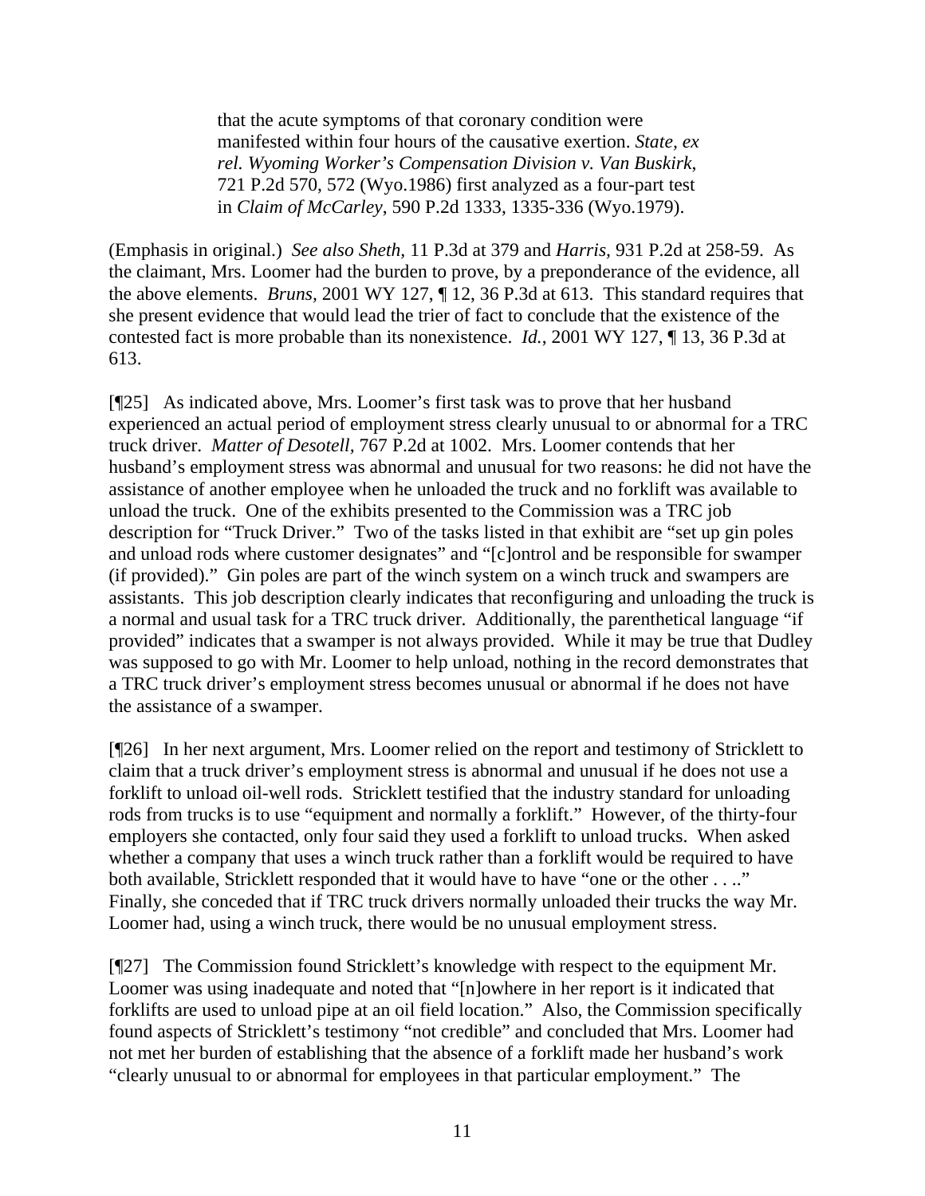> that the acute symptoms of that coronary condition were manifested within four hours of the causative exertion. *State, ex rel. Wyoming Worker's Compensation Division v. Van Buskirk*, 721 P.2d 570, 572 (Wyo.1986) first analyzed as a four-part test in *Claim of McCarley*, 590 P.2d 1333, 1335-336 (Wyo.1979).

(Emphasis in original.) *See also Sheth*, 11 P.3d at 379 and *Harris*, 931 P.2d at 258-59. As the claimant, Mrs. Loomer had the burden to prove, by a preponderance of the evidence, all the above elements. *Bruns*, 2001 WY 127, ¶ 12, 36 P.3d at 613. This standard requires that she present evidence that would lead the trier of fact to conclude that the existence of the contested fact is more probable than its nonexistence. *Id.*, 2001 WY 127, ¶ 13, 36 P.3d at 613.

[¶25] As indicated above, Mrs. Loomer's first task was to prove that her husband experienced an actual period of employment stress clearly unusual to or abnormal for a TRC truck driver. *Matter of Desotell*, 767 P.2d at 1002. Mrs. Loomer contends that her husband's employment stress was abnormal and unusual for two reasons: he did not have the assistance of another employee when he unloaded the truck and no forklift was available to unload the truck. One of the exhibits presented to the Commission was a TRC job description for "Truck Driver." Two of the tasks listed in that exhibit are "set up gin poles and unload rods where customer designates" and "[c]ontrol and be responsible for swamper (if provided)." Gin poles are part of the winch system on a winch truck and swampers are assistants. This job description clearly indicates that reconfiguring and unloading the truck is a normal and usual task for a TRC truck driver. Additionally, the parenthetical language "if provided" indicates that a swamper is not always provided. While it may be true that Dudley was supposed to go with Mr. Loomer to help unload, nothing in the record demonstrates that a TRC truck driver's employment stress becomes unusual or abnormal if he does not have the assistance of a swamper.

[¶26] In her next argument, Mrs. Loomer relied on the report and testimony of Stricklett to claim that a truck driver's employment stress is abnormal and unusual if he does not use a forklift to unload oil-well rods. Stricklett testified that the industry standard for unloading rods from trucks is to use "equipment and normally a forklift." However, of the thirty-four employers she contacted, only four said they used a forklift to unload trucks. When asked whether a company that uses a winch truck rather than a forklift would be required to have both available, Stricklett responded that it would have to have "one or the other . . .." Finally, she conceded that if TRC truck drivers normally unloaded their trucks the way Mr. Loomer had, using a winch truck, there would be no unusual employment stress.

[¶27] The Commission found Stricklett's knowledge with respect to the equipment Mr. Loomer was using inadequate and noted that "[n]owhere in her report is it indicated that forklifts are used to unload pipe at an oil field location." Also, the Commission specifically found aspects of Stricklett's testimony "not credible" and concluded that Mrs. Loomer had not met her burden of establishing that the absence of a forklift made her husband's work "clearly unusual to or abnormal for employees in that particular employment." The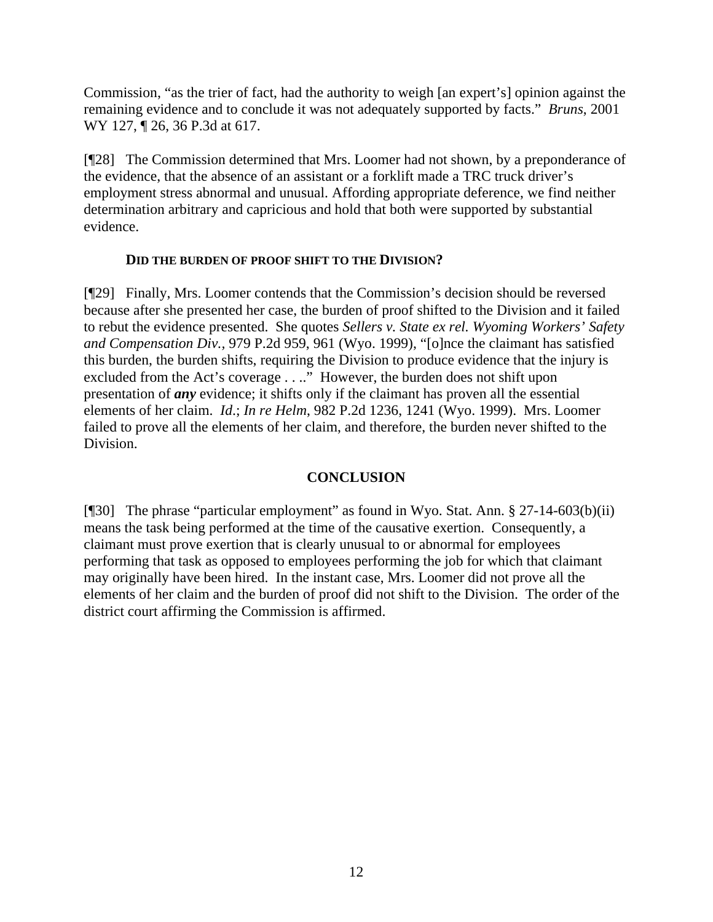Commission, "as the trier of fact, had the authority to weigh [an expert's] opinion against the remaining evidence and to conclude it was not adequately supported by facts." *Bruns*, 2001 WY 127, ¶ 26, 36 P.3d at 617.

[¶28] The Commission determined that Mrs. Loomer had not shown, by a preponderance of the evidence, that the absence of an assistant or a forklift made a TRC truck driver's employment stress abnormal and unusual. Affording appropriate deference, we find neither determination arbitrary and capricious and hold that both were supported by substantial evidence.

### DID THE BURDEN OF PROOF SHIFT TO THE DIVISION?

[¶29] Finally, Mrs. Loomer contends that the Commission's decision should be reversed because after she presented her case, the burden of proof shifted to the Division and it failed to rebut the evidence presented. She quotes *Sellers v. State ex rel. Wyoming Workers' Safety and Compensation Div.*, 979 P.2d 959, 961 (Wyo. 1999), "[o]nce the claimant has satisfied this burden, the burden shifts, requiring the Division to produce evidence that the injury is excluded from the Act's coverage . . .." However, the burden does not shift upon presentation of ***any*** evidence; it shifts only if the claimant has proven all the essential elements of her claim. *Id*.; *In re Helm*, 982 P.2d 1236, 1241 (Wyo. 1999). Mrs. Loomer failed to prove all the elements of her claim, and therefore, the burden never shifted to the Division.

## CONCLUSION

[¶30] The phrase "particular employment" as found in Wyo. Stat. Ann. § 27-14-603(b)(ii) means the task being performed at the time of the causative exertion. Consequently, a claimant must prove exertion that is clearly unusual to or abnormal for employees performing that task as opposed to employees performing the job for which that claimant may originally have been hired. In the instant case, Mrs. Loomer did not prove all the elements of her claim and the burden of proof did not shift to the Division. The order of the district court affirming the Commission is affirmed.